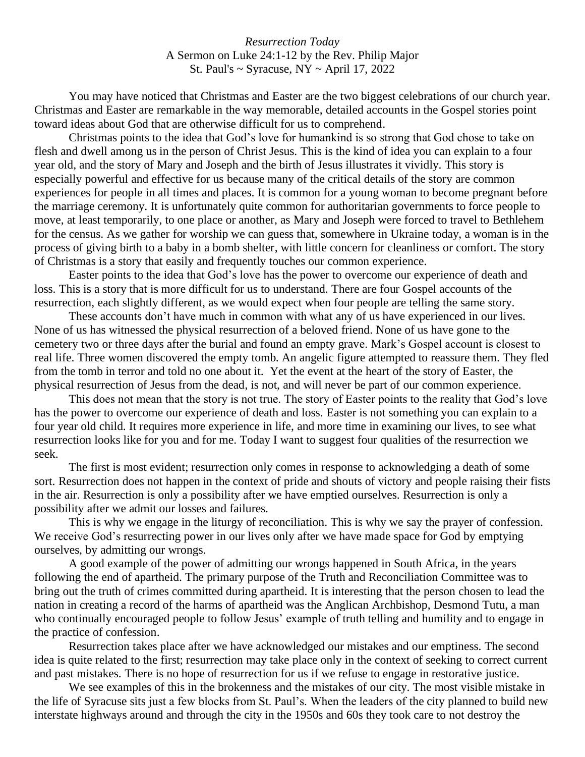*Resurrection Today*

A Sermon on Luke 24:1-12 by the Rev. Philip Major

St. Paul's ~ Syracuse, NY ~ April 17, 2022

You may have noticed that Christmas and Easter are the two biggest celebrations of our church year. Christmas and Easter are remarkable in the way memorable, detailed accounts in the Gospel stories point toward ideas about God that are otherwise difficult for us to comprehend.

Christmas points to the idea that God's love for humankind is so strong that God chose to take on flesh and dwell among us in the person of Christ Jesus. This is the kind of idea you can explain to a four year old, and the story of Mary and Joseph and the birth of Jesus illustrates it vividly. This story is especially powerful and effective for us because many of the critical details of the story are common experiences for people in all times and places. It is common for a young woman to become pregnant before the marriage ceremony. It is unfortunately quite common for authoritarian governments to force people to move, at least temporarily, to one place or another, as Mary and Joseph were forced to travel to Bethlehem for the census. As we gather for worship we can guess that, somewhere in Ukraine today, a woman is in the process of giving birth to a baby in a bomb shelter, with little concern for cleanliness or comfort. The story of Christmas is a story that easily and frequently touches our common experience.

Easter points to the idea that God's love has the power to overcome our experience of death and loss. This is a story that is more difficult for us to understand. There are four Gospel accounts of the resurrection, each slightly different, as we would expect when four people are telling the same story.

These accounts don't have much in common with what any of us have experienced in our lives. None of us has witnessed the physical resurrection of a beloved friend. None of us have gone to the cemetery two or three days after the burial and found an empty grave. Mark's Gospel account is closest to real life. Three women discovered the empty tomb. An angelic figure attempted to reassure them. They fled from the tomb in terror and told no one about it. Yet the event at the heart of the story of Easter, the physical resurrection of Jesus from the dead, is not, and will never be part of our common experience.

This does not mean that the story is not true. The story of Easter points to the reality that God's love has the power to overcome our experience of death and loss. Easter is not something you can explain to a four year old child. It requires more experience in life, and more time in examining our lives, to see what resurrection looks like for you and for me. Today I want to suggest four qualities of the resurrection we seek.

The first is most evident; resurrection only comes in response to acknowledging a death of some sort. Resurrection does not happen in the context of pride and shouts of victory and people raising their fists in the air. Resurrection is only a possibility after we have emptied ourselves. Resurrection is only a possibility after we admit our losses and failures.

This is why we engage in the liturgy of reconciliation. This is why we say the prayer of confession. We receive God's resurrecting power in our lives only after we have made space for God by emptying ourselves, by admitting our wrongs.

A good example of the power of admitting our wrongs happened in South Africa, in the years following the end of apartheid. The primary purpose of the Truth and Reconciliation Committee was to bring out the truth of crimes committed during apartheid. It is interesting that the person chosen to lead the nation in creating a record of the harms of apartheid was the Anglican Archbishop, Desmond Tutu, a man who continually encouraged people to follow Jesus' example of truth telling and humility and to engage in the practice of confession.

Resurrection takes place after we have acknowledged our mistakes and our emptiness. The second idea is quite related to the first; resurrection may take place only in the context of seeking to correct current and past mistakes. There is no hope of resurrection for us if we refuse to engage in restorative justice.

We see examples of this in the brokenness and the mistakes of our city. The most visible mistake in the life of Syracuse sits just a few blocks from St. Paul's. When the leaders of the city planned to build new interstate highways around and through the city in the 1950s and 60s they took care to not destroy the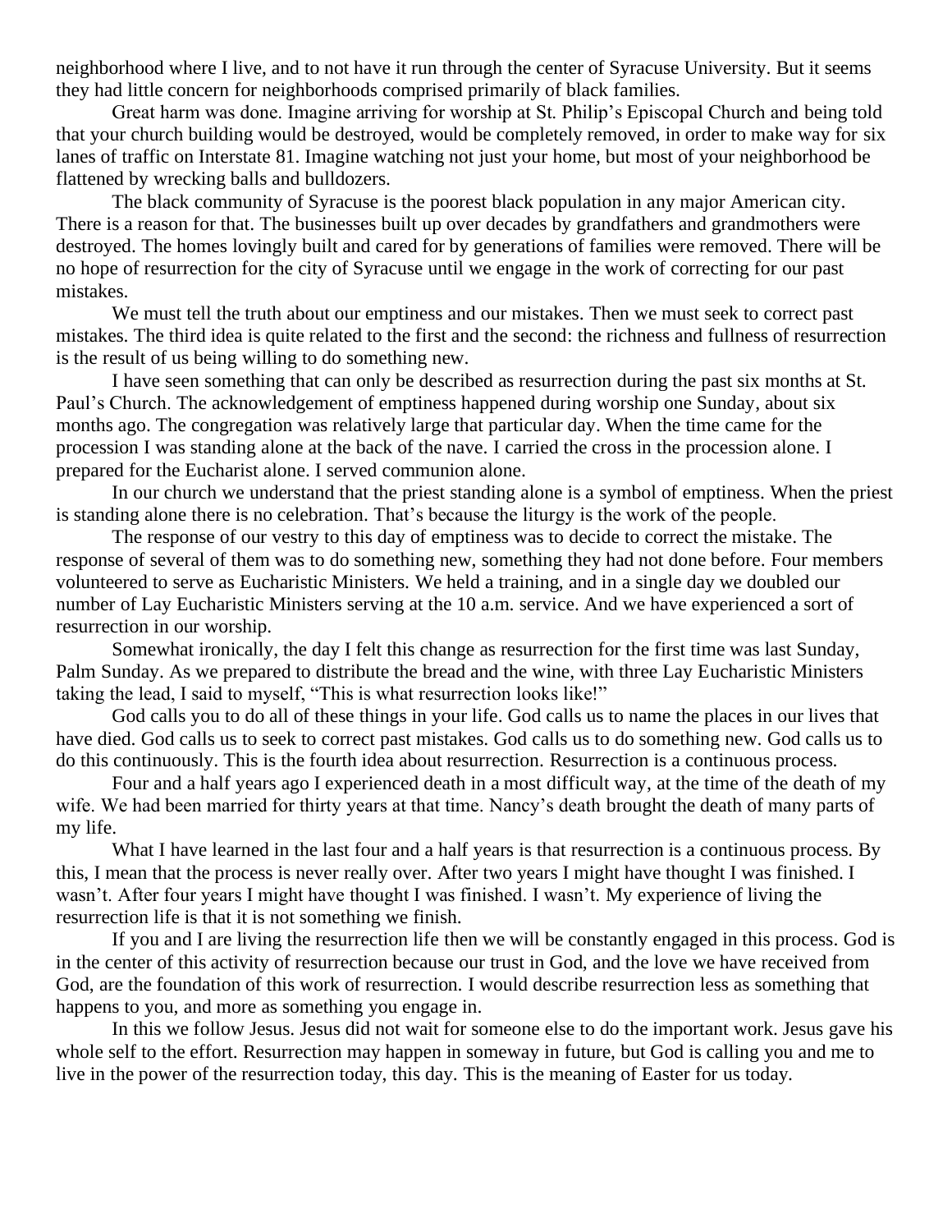neighborhood where I live, and to not have it run through the center of Syracuse University. But it seems they had little concern for neighborhoods comprised primarily of black families.

Great harm was done. Imagine arriving for worship at St. Philip's Episcopal Church and being told that your church building would be destroyed, would be completely removed, in order to make way for six lanes of traffic on Interstate 81. Imagine watching not just your home, but most of your neighborhood be flattened by wrecking balls and bulldozers.

The black community of Syracuse is the poorest black population in any major American city. There is a reason for that. The businesses built up over decades by grandfathers and grandmothers were destroyed. The homes lovingly built and cared for by generations of families were removed. There will be no hope of resurrection for the city of Syracuse until we engage in the work of correcting for our past mistakes.

We must tell the truth about our emptiness and our mistakes. Then we must seek to correct past mistakes. The third idea is quite related to the first and the second: the richness and fullness of resurrection is the result of us being willing to do something new.

I have seen something that can only be described as resurrection during the past six months at St. Paul's Church. The acknowledgement of emptiness happened during worship one Sunday, about six months ago. The congregation was relatively large that particular day. When the time came for the procession I was standing alone at the back of the nave. I carried the cross in the procession alone. I prepared for the Eucharist alone. I served communion alone.

In our church we understand that the priest standing alone is a symbol of emptiness. When the priest is standing alone there is no celebration. That's because the liturgy is the work of the people.

The response of our vestry to this day of emptiness was to decide to correct the mistake. The response of several of them was to do something new, something they had not done before. Four members volunteered to serve as Eucharistic Ministers. We held a training, and in a single day we doubled our number of Lay Eucharistic Ministers serving at the 10 a.m. service. And we have experienced a sort of resurrection in our worship.

Somewhat ironically, the day I felt this change as resurrection for the first time was last Sunday, Palm Sunday. As we prepared to distribute the bread and the wine, with three Lay Eucharistic Ministers taking the lead, I said to myself, "This is what resurrection looks like!"

God calls you to do all of these things in your life. God calls us to name the places in our lives that have died. God calls us to seek to correct past mistakes. God calls us to do something new. God calls us to do this continuously. This is the fourth idea about resurrection. Resurrection is a continuous process.

Four and a half years ago I experienced death in a most difficult way, at the time of the death of my wife. We had been married for thirty years at that time. Nancy's death brought the death of many parts of my life.

What I have learned in the last four and a half years is that resurrection is a continuous process. By this, I mean that the process is never really over. After two years I might have thought I was finished. I wasn't. After four years I might have thought I was finished. I wasn't. My experience of living the resurrection life is that it is not something we finish.

If you and I are living the resurrection life then we will be constantly engaged in this process. God is in the center of this activity of resurrection because our trust in God, and the love we have received from God, are the foundation of this work of resurrection. I would describe resurrection less as something that happens to you, and more as something you engage in.

In this we follow Jesus. Jesus did not wait for someone else to do the important work. Jesus gave his whole self to the effort. Resurrection may happen in someway in future, but God is calling you and me to live in the power of the resurrection today, this day. This is the meaning of Easter for us today.